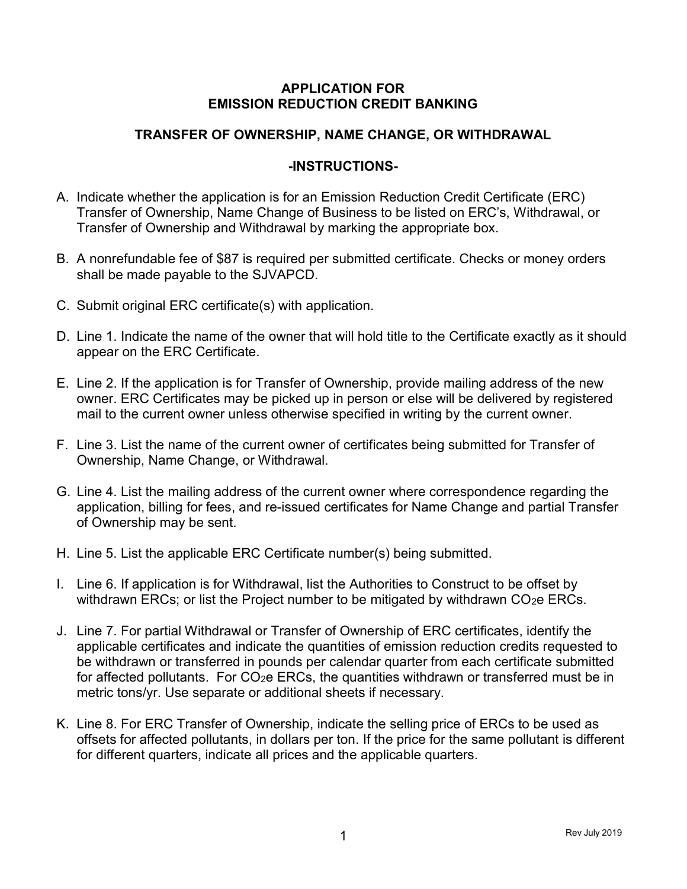# APPLICATION FOR EMISSION REDUCTION CREDIT BANKING

## TRANSFER OF OWNERSHIP, NAME CHANGE, OR WITHDRAWAL

### -INSTRUCTIONS-

A. Indicate whether the application is for an Emission Reduction Credit Certificate (ERC) Transfer of Ownership, Name Change of Business to be listed on ERC's, Withdrawal, or Transfer of Ownership and Withdrawal by marking the appropriate box.

B. A nonrefundable fee of $87 is required per submitted certificate. Checks or money orders shall be made payable to the SJVAPCD.

C. Submit original ERC certificate(s) with application.

D. Line 1. Indicate the name of the owner that will hold title to the Certificate exactly as it should appear on the ERC Certificate.

E. Line 2. If the application is for Transfer of Ownership, provide mailing address of the new owner. ERC Certificates may be picked up in person or else will be delivered by registered mail to the current owner unless otherwise specified in writing by the current owner.

F. Line 3. List the name of the current owner of certificates being submitted for Transfer of Ownership, Name Change, or Withdrawal.

G. Line 4. List the mailing address of the current owner where correspondence regarding the application, billing for fees, and re-issued certificates for Name Change and partial Transfer of Ownership may be sent.

H. Line 5. List the applicable ERC Certificate number(s) being submitted.

I. Line 6. If application is for Withdrawal, list the Authorities to Construct to be offset by withdrawn ERCs; or list the Project number to be mitigated by withdrawn $CO_2e$ ERCs.

J. Line 7. For partial Withdrawal or Transfer of Ownership of ERC certificates, identify the applicable certificates and indicate the quantities of emission reduction credits requested to be withdrawn or transferred in pounds per calendar quarter from each certificate submitted for affected pollutants. For $CO_2e$ ERCs, the quantities withdrawn or transferred must be in metric tons/yr. Use separate or additional sheets if necessary.

K. Line 8. For ERC Transfer of Ownership, indicate the selling price of ERCs to be used as offsets for affected pollutants, in dollars per ton. If the price for the same pollutant is different for different quarters, indicate all prices and the applicable quarters.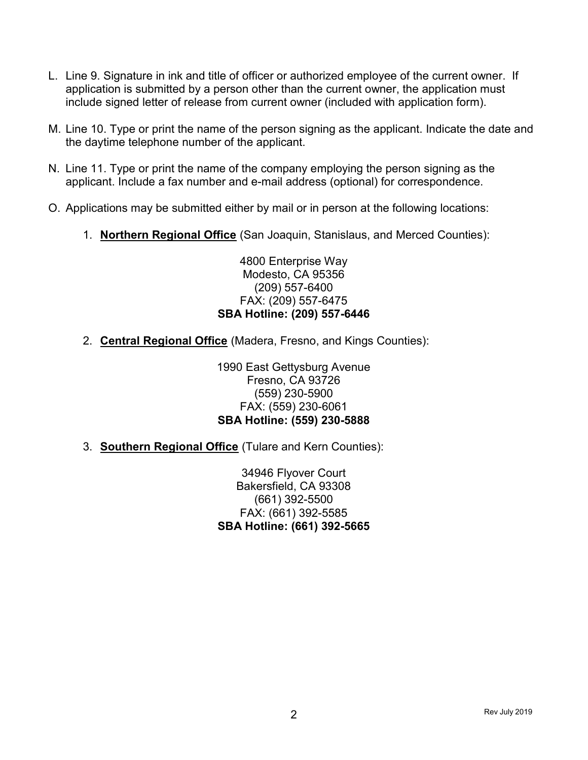L. Line 9. Signature in ink and title of officer or authorized employee of the current owner. If application is submitted by a person other than the current owner, the application must include signed letter of release from current owner (included with application form).

M. Line 10. Type or print the name of the person signing as the applicant. Indicate the date and the daytime telephone number of the applicant.

N. Line 11. Type or print the name of the company employing the person signing as the applicant. Include a fax number and e-mail address (optional) for correspondence.

O. Applications may be submitted either by mail or in person at the following locations:

1. **Northern Regional Office** (San Joaquin, Stanislaus, and Merced Counties):

   4800 Enterprise Way
   Modesto, CA 95356
   (209) 557-6400
   FAX: (209) 557-6475
   **SBA Hotline: (209) 557-6446**

2. **Central Regional Office** (Madera, Fresno, and Kings Counties):

   1990 East Gettysburg Avenue
   Fresno, CA 93726
   (559) 230-5900
   FAX: (559) 230-6061
   **SBA Hotline: (559) 230-5888**

3. **Southern Regional Office** (Tulare and Kern Counties):

   34946 Flyover Court
   Bakersfield, CA 93308
   (661) 392-5500
   FAX: (661) 392-5585
   **SBA Hotline: (661) 392-5665**

Rev July 2019